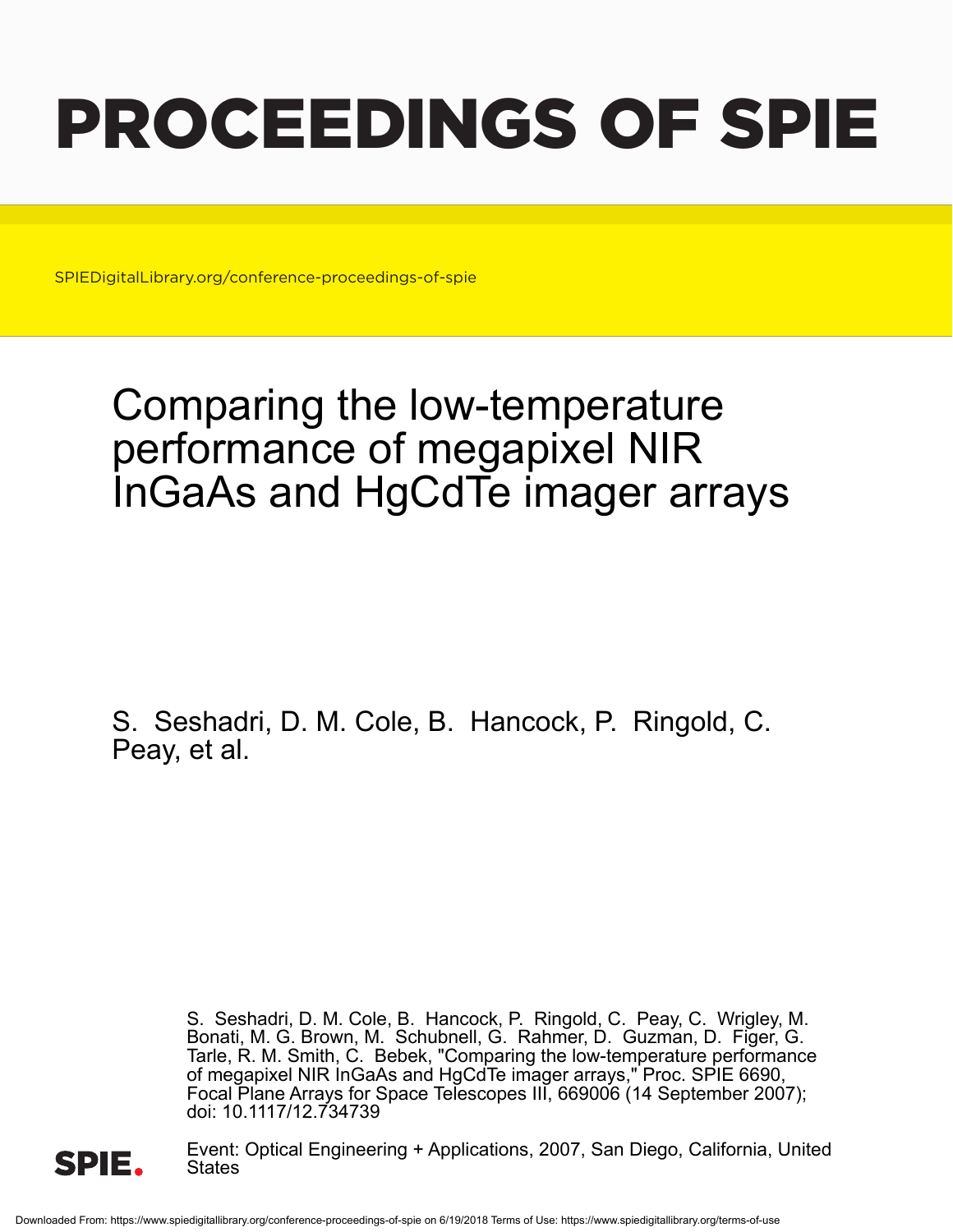# PROCEEDINGS OF SPIE

SPIEDigitalLibrary.org/conference-proceedings-of-spie

# Comparing the low-temperature performance of megapixel NIR InGaAs and HgCdTe imager arrays

S. Seshadri, D. M. Cole, B. Hancock, P. Ringold, C. Peay, et al.

S. Seshadri, D. M. Cole, B. Hancock, P. Ringold, C. Peay, C. Wrigley, M. Bonati, M. G. Brown, M. Schubnell, G. Rahmer, D. Guzman, D. Figer, G. Tarle, R. M. Smith, C. Bebek, "Comparing the low-temperature performance of megapixel NIR InGaAs and HgCdTe imager arrays," Proc. SPIE 6690, Focal Plane Arrays for Space Telescopes III, 669006 (14 September 2007); doi: 10.1117/12.734739

Event: Optical Engineering + Applications, 2007, San Diego, California, United States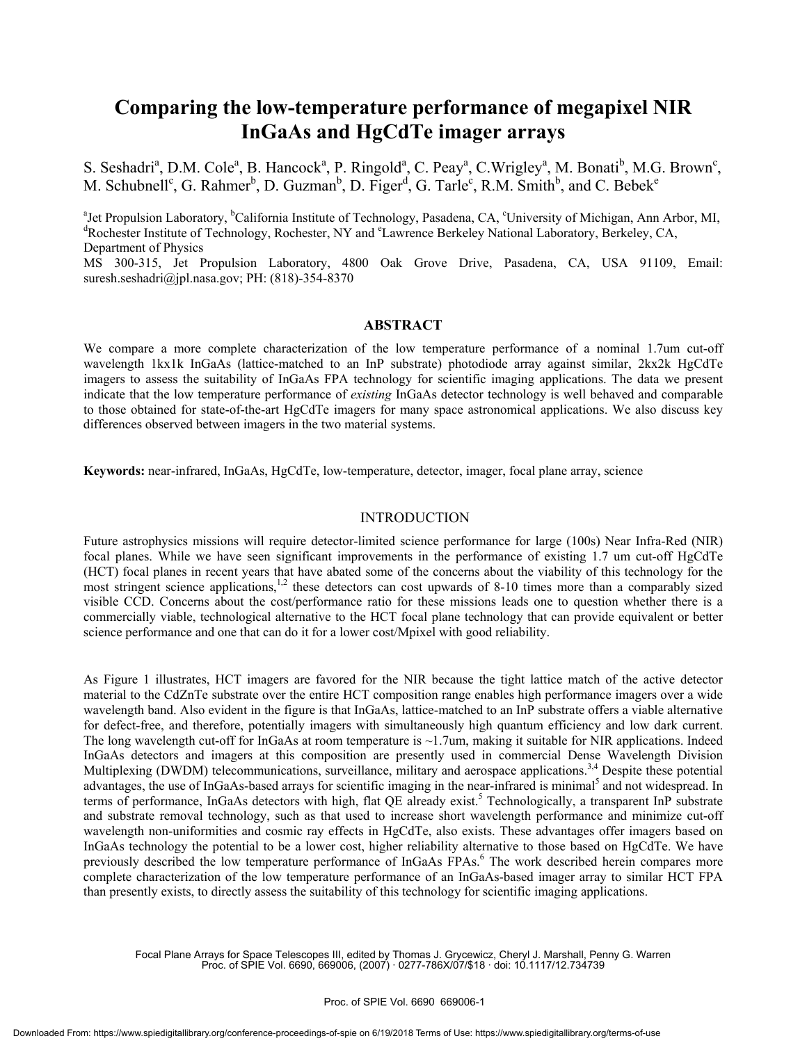# Comparing the low-temperature performance of megapixel NIR InGaAs and HgCdTe imager arrays

S. Seshadri[a], D.M. Cole[a], B. Hancock[a], P. Ringold[a], C. Peay[a], C.Wrigley[a], M. Bonati[b], M.G. Brown[c], M. Schubnell[c], G. Rahmer[b], D. Guzman[b], D. Figer[d], G. Tarle[c], R.M. Smith[b], and C. Bebek[e]

[a]Jet Propulsion Laboratory, [b]California Institute of Technology, Pasadena, CA, [c]University of Michigan, Ann Arbor, MI, [d]Rochester Institute of Technology, Rochester, NY and [e]Lawrence Berkeley National Laboratory, Berkeley, CA, Department of Physics

MS 300-315, Jet Propulsion Laboratory, 4800 Oak Grove Drive, Pasadena, CA, USA 91109, Email: suresh.seshadri@jpl.nasa.gov; PH: (818)-354-8370

## ABSTRACT

We compare a more complete characterization of the low temperature performance of a nominal 1.7um cut-off wavelength 1kx1k InGaAs (lattice-matched to an InP substrate) photodiode array against similar, 2kx2k HgCdTe imagers to assess the suitability of InGaAs FPA technology for scientific imaging applications. The data we present indicate that the low temperature performance of *existing* InGaAs detector technology is well behaved and comparable to those obtained for state-of-the-art HgCdTe imagers for many space astronomical applications. We also discuss key differences observed between imagers in the two material systems.

**Keywords:** near-infrared, InGaAs, HgCdTe, low-temperature, detector, imager, focal plane array, science

## INTRODUCTION

Future astrophysics missions will require detector-limited science performance for large (100s) Near Infra-Red (NIR) focal planes. While we have seen significant improvements in the performance of existing 1.7 um cut-off HgCdTe (HCT) focal planes in recent years that have abated some of the concerns about the viability of this technology for the most stringent science applications,[1,2] these detectors can cost upwards of 8-10 times more than a comparably sized visible CCD. Concerns about the cost/performance ratio for these missions leads one to question whether there is a commercially viable, technological alternative to the HCT focal plane technology that can provide equivalent or better science performance and one that can do it for a lower cost/Mpixel with good reliability.

As Figure 1 illustrates, HCT imagers are favored for the NIR because the tight lattice match of the active detector material to the CdZnTe substrate over the entire HCT composition range enables high performance imagers over a wide wavelength band. Also evident in the figure is that InGaAs, lattice-matched to an InP substrate offers a viable alternative for defect-free, and therefore, potentially imagers with simultaneously high quantum efficiency and low dark current. The long wavelength cut-off for InGaAs at room temperature is ~1.7um, making it suitable for NIR applications. Indeed InGaAs detectors and imagers at this composition are presently used in commercial Dense Wavelength Division Multiplexing (DWDM) telecommunications, surveillance, military and aerospace applications.[3,4] Despite these potential advantages, the use of InGaAs-based arrays for scientific imaging in the near-infrared is minimal[5] and not widespread. In terms of performance, InGaAs detectors with high, flat QE already exist.[5] Technologically, a transparent InP substrate and substrate removal technology, such as that used to increase short wavelength performance and minimize cut-off wavelength non-uniformities and cosmic ray effects in HgCdTe, also exists. These advantages offer imagers based on InGaAs technology the potential to be a lower cost, higher reliability alternative to those based on HgCdTe. We have previously described the low temperature performance of InGaAs FPAs.[6] The work described herein compares more complete characterization of the low temperature performance of an InGaAs-based imager array to similar HCT FPA than presently exists, to directly assess the suitability of this technology for scientific imaging applications.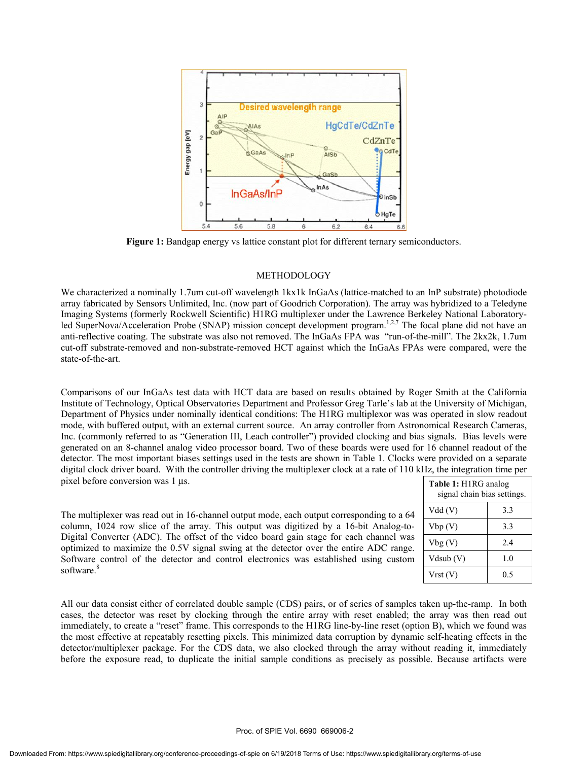**Figure 1:** Bandgap energy vs lattice constant plot for different ternary semiconductors.

## METHODOLOGY

We characterized a nominally 1.7um cut-off wavelength 1kx1k InGaAs (lattice-matched to an InP substrate) photodiode array fabricated by Sensors Unlimited, Inc. (now part of Goodrich Corporation). The array was hybridized to a Teledyne Imaging Systems (formerly Rockwell Scientific) H1RG multiplexer under the Lawrence Berkeley National Laboratory-led SuperNova/Acceleration Probe (SNAP) mission concept development program.[1,2,7] The focal plane did not have an anti-reflective coating. The substrate was also not removed. The InGaAs FPA was "run-of-the-mill". The 2kx2k, 1.7um cut-off substrate-removed and non-substrate-removed HCT against which the InGaAs FPAs were compared, were the state-of-the-art.

Comparisons of our InGaAs test data with HCT data are based on results obtained by Roger Smith at the California Institute of Technology, Optical Observatories Department and Professor Greg Tarle's lab at the University of Michigan, Department of Physics under nominally identical conditions: The H1RG multiplexor was was operated in slow readout mode, with buffered output, with an external current source. An array controller from Astronomical Research Cameras, Inc. (commonly referred to as "Generation III, Leach controller") provided clocking and bias signals. Bias levels were generated on an 8-channel analog video processor board. Two of these boards were used for 16 channel readout of the detector. The most important biases settings used in the tests are shown in Table 1. Clocks were provided on a separate digital clock driver board. With the controller driving the multiplexer clock at a rate of 110 kHz, the integration time per pixel before conversion was 1 µs.

The multiplexer was read out in 16-channel output mode, each output corresponding to a 64 column, 1024 row slice of the array. This output was digitized by a 16-bit Analog-to-Digital Converter (ADC). The offset of the video board gain stage for each channel was optimized to maximize the 0.5V signal swing at the detector over the entire ADC range. Software control of the detector and control electronics was established using custom software.[8]

**Table 1:** H1RG analog signal chain bias settings.

| | |
|---|---|
| Vdd (V) | 3.3 |
| Vbp (V) | 3.3 |
| Vbg (V) | 2.4 |
| Vdsub (V) | 1.0 |
| Vrst (V) | 0.5 |

All our data consist either of correlated double sample (CDS) pairs, or of series of samples taken up-the-ramp. In both cases, the detector was reset by clocking through the entire array with reset enabled; the array was then read out immediately, to create a "reset" frame. This corresponds to the H1RG line-by-line reset (option B), which we found was the most effective at repeatably resetting pixels. This minimized data corruption by dynamic self-heating effects in the detector/multiplexer package. For the CDS data, we also clocked through the array without reading it, immediately before the exposure read, to duplicate the initial sample conditions as precisely as possible. Because artifacts were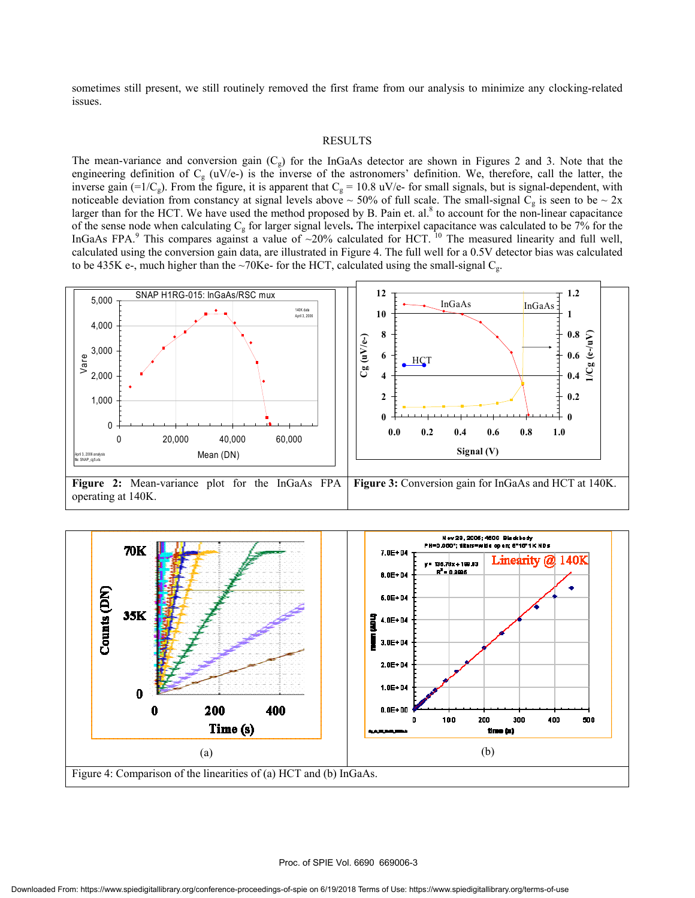sometimes still present, we still routinely removed the first frame from our analysis to minimize any clocking-related issues.

## RESULTS

The mean-variance and conversion gain ($C_g$) for the InGaAs detector are shown in Figures 2 and 3. Note that the engineering definition of $C_g$ (uV/e-) is the inverse of the astronomers' definition. We, therefore, call the latter, the inverse gain (=$1/C_g$). From the figure, it is apparent that $C_g$ = 10.8 uV/e- for small signals, but is signal-dependent, with noticeable deviation from constancy at signal levels above ~ 50% of full scale. The small-signal $C_g$ is seen to be ~ 2x larger than for the HCT. We have used the method proposed by B. Pain et. al.[8] to account for the non-linear capacitance of the sense node when calculating $C_g$ for larger signal levels. The interpixel capacitance was calculated to be 7% for the InGaAs FPA.[9] This compares against a value of ~20% calculated for HCT. [10] The measured linearity and full well, calculated using the conversion gain data, are illustrated in Figure 4. The full well for a 0.5V detector bias was calculated to be 435K e-, much higher than the ~70Ke- for the HCT, calculated using the small-signal $C_g$.

**Figure 2:** Mean-variance plot for the InGaAs FPA operating at 140K.

**Figure 3:** Conversion gain for InGaAs and HCT at 140K.

(a)

(b)

Figure 4: Comparison of the linearities of (a) HCT and (b) InGaAs.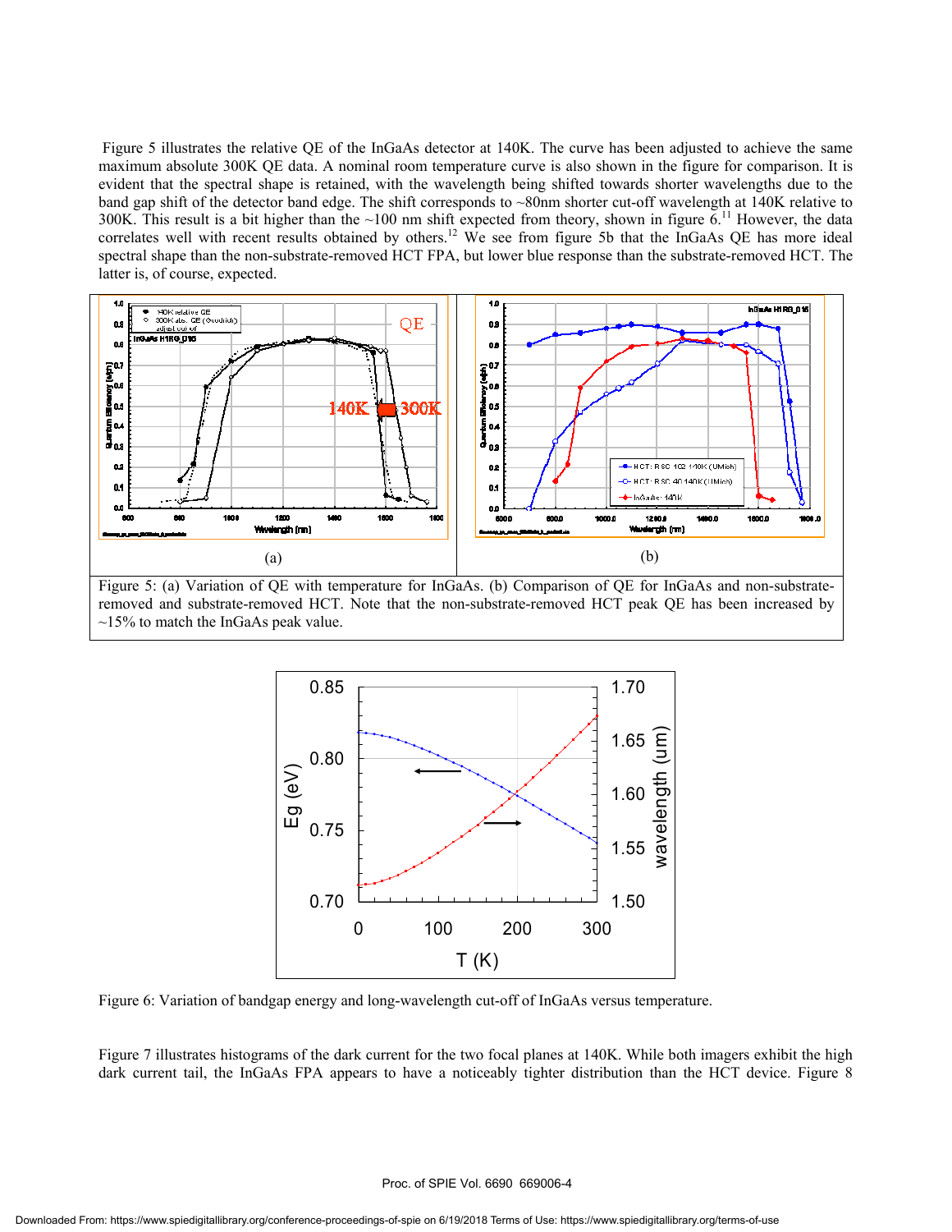Figure 5 illustrates the relative QE of the InGaAs detector at 140K. The curve has been adjusted to achieve the same maximum absolute 300K QE data. A nominal room temperature curve is also shown in the figure for comparison. It is evident that the spectral shape is retained, with the wavelength being shifted towards shorter wavelengths due to the band gap shift of the detector band edge. The shift corresponds to ~80nm shorter cut-off wavelength at 140K relative to 300K. This result is a bit higher than the ~100 nm shift expected from theory, shown in figure 6.[11] However, the data correlates well with recent results obtained by others.[12] We see from figure 5b that the InGaAs QE has more ideal spectral shape than the non-substrate-removed HCT FPA, but lower blue response than the substrate-removed HCT. The latter is, of course, expected.

(a)

(b)

Figure 5: (a) Variation of QE with temperature for InGaAs. (b) Comparison of QE for InGaAs and non-substrate-removed and substrate-removed HCT. Note that the non-substrate-removed HCT peak QE has been increased by ~15% to match the InGaAs peak value.

Figure 6: Variation of bandgap energy and long-wavelength cut-off of InGaAs versus temperature.

Figure 7 illustrates histograms of the dark current for the two focal planes at 140K. While both imagers exhibit the high dark current tail, the InGaAs FPA appears to have a noticeably tighter distribution than the HCT device. Figure 8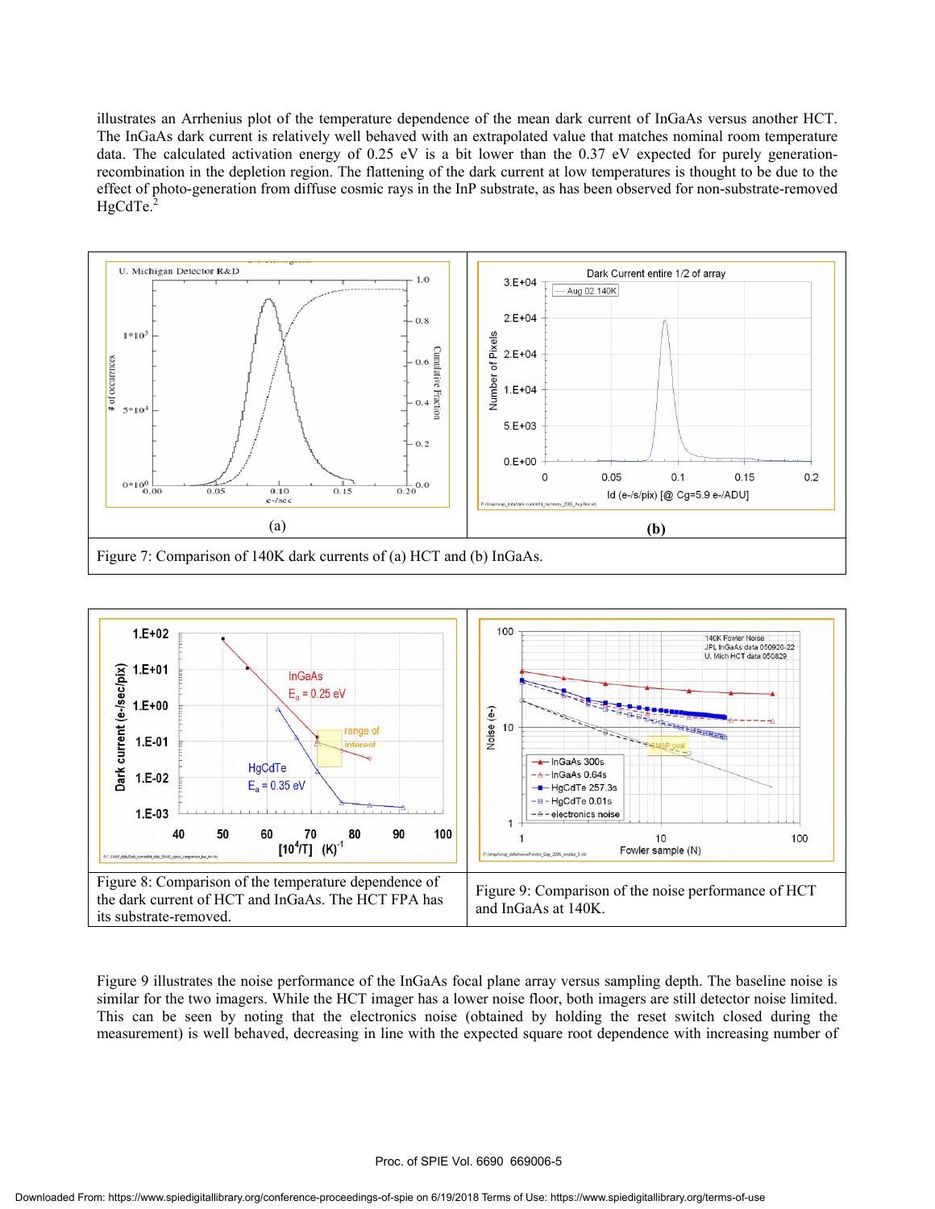illustrates an Arrhenius plot of the temperature dependence of the mean dark current of InGaAs versus another HCT. The InGaAs dark current is relatively well behaved with an extrapolated value that matches nominal room temperature data. The calculated activation energy of 0.25 eV is a bit lower than the 0.37 eV expected for purely generation-recombination in the depletion region. The flattening of the dark current at low temperatures is thought to be due to the effect of photo-generation from diffuse cosmic rays in the InP substrate, as has been observed for non-substrate-removed HgCdTe.[2]

Figure 7: Comparison of 140K dark currents of (a) HCT and (b) InGaAs.

Figure 8: Comparison of the temperature dependence of the dark current of HCT and InGaAs. The HCT FPA has its substrate-removed.

Figure 9: Comparison of the noise performance of HCT and InGaAs at 140K.

Figure 9 illustrates the noise performance of the InGaAs focal plane array versus sampling depth. The baseline noise is similar for the two imagers. While the HCT imager has a lower noise floor, both imagers are still detector noise limited. This can be seen by noting that the electronics noise (obtained by holding the reset switch closed during the measurement) is well behaved, decreasing in line with the expected square root dependence with increasing number of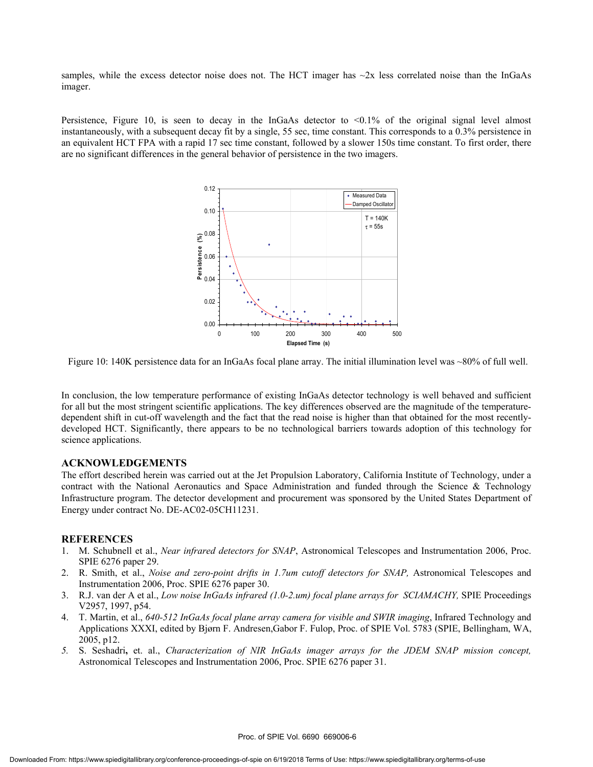samples, while the excess detector noise does not. The HCT imager has ~2x less correlated noise than the InGaAs imager.

Persistence, Figure 10, is seen to decay in the InGaAs detector to <0.1% of the original signal level almost instantaneously, with a subsequent decay fit by a single, 55 sec, time constant. This corresponds to a 0.3% persistence in an equivalent HCT FPA with a rapid 17 sec time constant, followed by a slower 150s time constant. To first order, there are no significant differences in the general behavior of persistence in the two imagers.

Figure 10: 140K persistence data for an InGaAs focal plane array. The initial illumination level was ~80% of full well.

In conclusion, the low temperature performance of existing InGaAs detector technology is well behaved and sufficient for all but the most stringent scientific applications. The key differences observed are the magnitude of the temperature-dependent shift in cut-off wavelength and the fact that the read noise is higher than that obtained for the most recently-developed HCT. Significantly, there appears to be no technological barriers towards adoption of this technology for science applications.

## ACKNOWLEDGEMENTS

The effort described herein was carried out at the Jet Propulsion Laboratory, California Institute of Technology, under a contract with the National Aeronautics and Space Administration and funded through the Science & Technology Infrastructure program. The detector development and procurement was sponsored by the United States Department of Energy under contract No. DE-AC02-05CH11231.

## REFERENCES

1. M. Schubnell et al., *Near infrared detectors for SNAP*, Astronomical Telescopes and Instrumentation 2006, Proc. SPIE 6276 paper 29.
2. R. Smith, et al., *Noise and zero-point drifts in 1.7um cutoff detectors for SNAP,* Astronomical Telescopes and Instrumentation 2006, Proc. SPIE 6276 paper 30.
3. R.J. van der A et al., *Low noise InGaAs infrared (1.0-2.um) focal plane arrays for SCIAMACHY,* SPIE Proceedings V2957, 1997, p54.
4. T. Martin, et al., *640-512 InGaAs focal plane array camera for visible and SWIR imaging*, Infrared Technology and Applications XXXI, edited by Bjørn F. Andresen,Gabor F. Fulop, Proc. of SPIE Vol. 5783 (SPIE, Bellingham, WA, 2005, p12.
5. S. Seshadri, et. al., *Characterization of NIR InGaAs imager arrays for the JDEM SNAP mission concept,* Astronomical Telescopes and Instrumentation 2006, Proc. SPIE 6276 paper 31.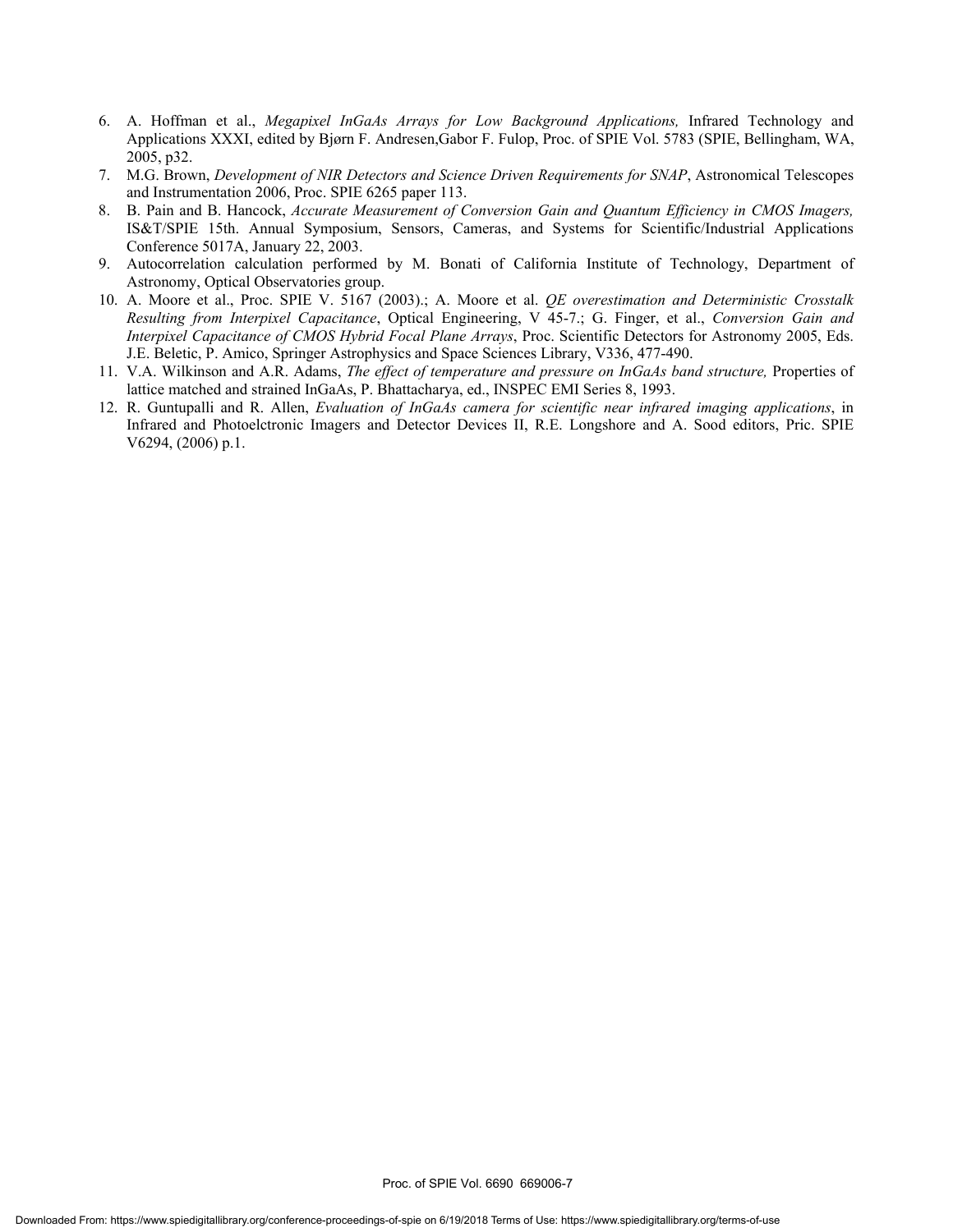6. A. Hoffman et al., *Megapixel InGaAs Arrays for Low Background Applications,* Infrared Technology and Applications XXXI, edited by Bjørn F. Andresen,Gabor F. Fulop, Proc. of SPIE Vol. 5783 (SPIE, Bellingham, WA, 2005, p32.
7. M.G. Brown, *Development of NIR Detectors and Science Driven Requirements for SNAP*, Astronomical Telescopes and Instrumentation 2006, Proc. SPIE 6265 paper 113.
8. B. Pain and B. Hancock, *Accurate Measurement of Conversion Gain and Quantum Efficiency in CMOS Imagers,* IS&T/SPIE 15th. Annual Symposium, Sensors, Cameras, and Systems for Scientific/Industrial Applications Conference 5017A, January 22, 2003.
9. Autocorrelation calculation performed by M. Bonati of California Institute of Technology, Department of Astronomy, Optical Observatories group.
10. A. Moore et al., Proc. SPIE V. 5167 (2003).; A. Moore et al. *QE overestimation and Deterministic Crosstalk Resulting from Interpixel Capacitance*, Optical Engineering, V 45-7.; G. Finger, et al., *Conversion Gain and Interpixel Capacitance of CMOS Hybrid Focal Plane Arrays*, Proc. Scientific Detectors for Astronomy 2005, Eds. J.E. Beletic, P. Amico, Springer Astrophysics and Space Sciences Library, V336, 477-490.
11. V.A. Wilkinson and A.R. Adams, *The effect of temperature and pressure on InGaAs band structure,* Properties of lattice matched and strained InGaAs, P. Bhattacharya, ed., INSPEC EMI Series 8, 1993.
12. R. Guntupalli and R. Allen, *Evaluation of InGaAs camera for scientific near infrared imaging applications*, in Infrared and Photoelctronic Imagers and Detector Devices II, R.E. Longshore and A. Sood editors, Pric. SPIE V6294, (2006) p.1.